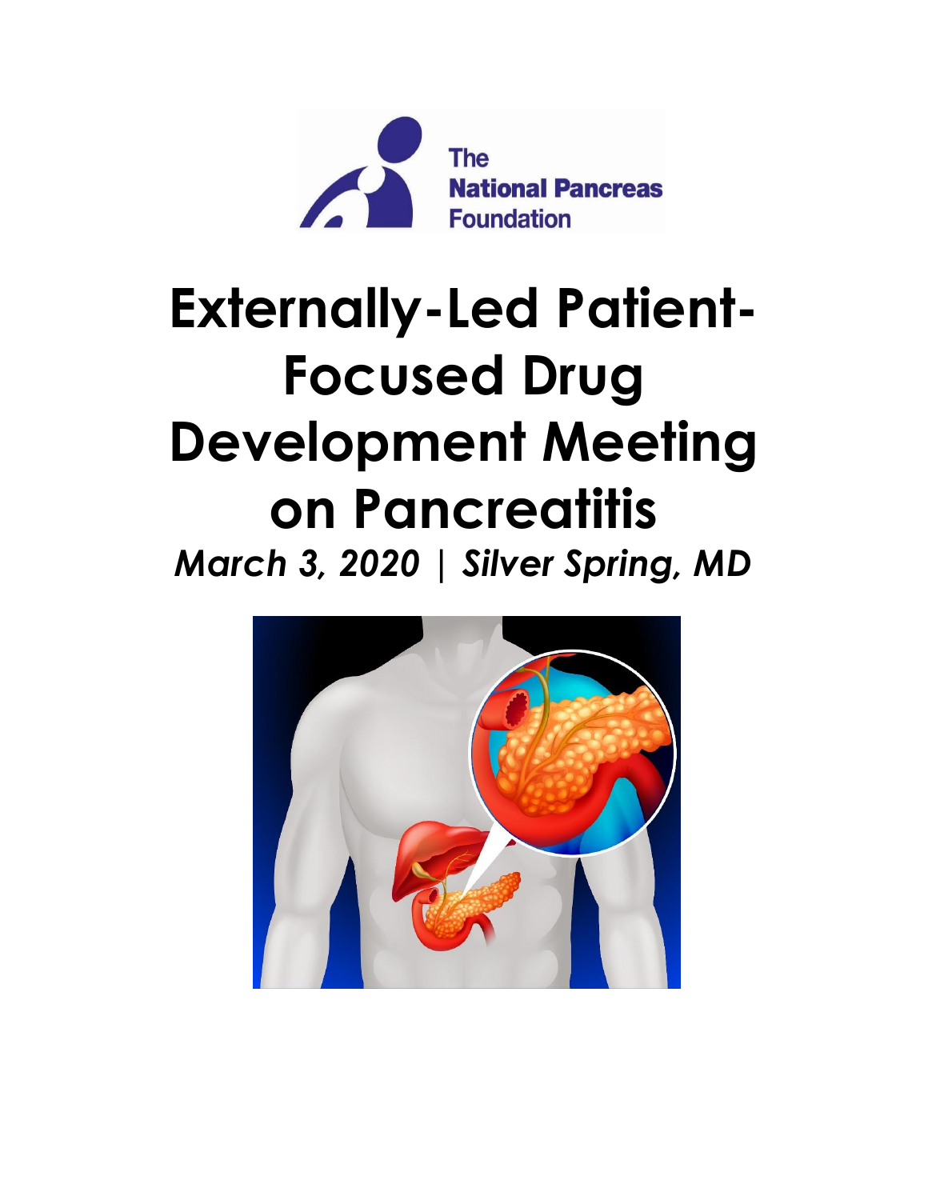The National Pancreas Foundation

# Externally-Led Patient-Focused Drug Development Meeting on Pancreatitis

*March 3, 2020 | Silver Spring, MD*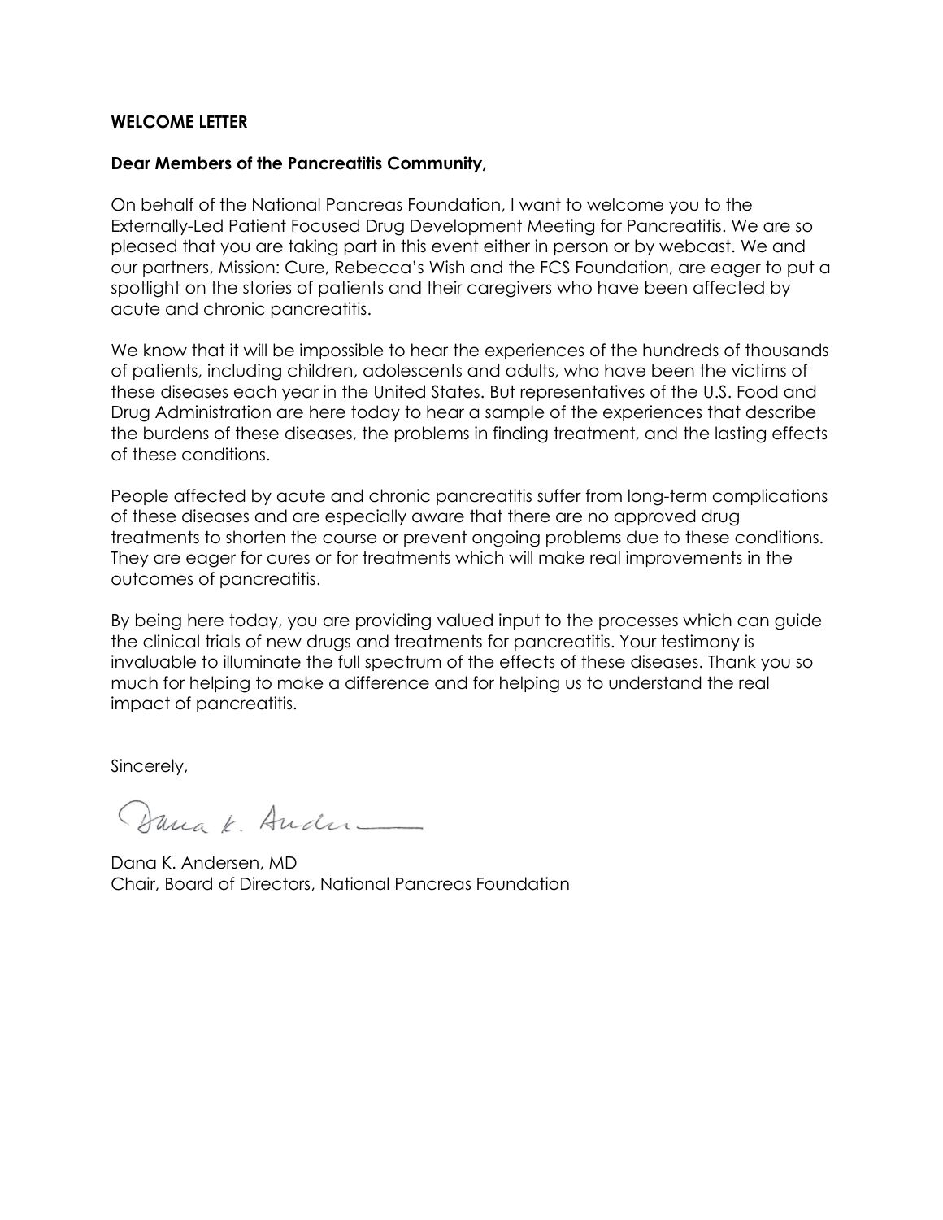**WELCOME LETTER**

**Dear Members of the Pancreatitis Community,**

On behalf of the National Pancreas Foundation, I want to welcome you to the Externally-Led Patient Focused Drug Development Meeting for Pancreatitis. We are so pleased that you are taking part in this event either in person or by webcast. We and our partners, Mission: Cure, Rebecca's Wish and the FCS Foundation, are eager to put a spotlight on the stories of patients and their caregivers who have been affected by acute and chronic pancreatitis.

We know that it will be impossible to hear the experiences of the hundreds of thousands of patients, including children, adolescents and adults, who have been the victims of these diseases each year in the United States. But representatives of the U.S. Food and Drug Administration are here today to hear a sample of the experiences that describe the burdens of these diseases, the problems in finding treatment, and the lasting effects of these conditions.

People affected by acute and chronic pancreatitis suffer from long-term complications of these diseases and are especially aware that there are no approved drug treatments to shorten the course or prevent ongoing problems due to these conditions. They are eager for cures or for treatments which will make real improvements in the outcomes of pancreatitis.

By being here today, you are providing valued input to the processes which can guide the clinical trials of new drugs and treatments for pancreatitis. Your testimony is invaluable to illuminate the full spectrum of the effects of these diseases. Thank you so much for helping to make a difference and for helping us to understand the real impact of pancreatitis.

Sincerely,

Dana K. Andersen

Dana K. Andersen, MD
Chair, Board of Directors, National Pancreas Foundation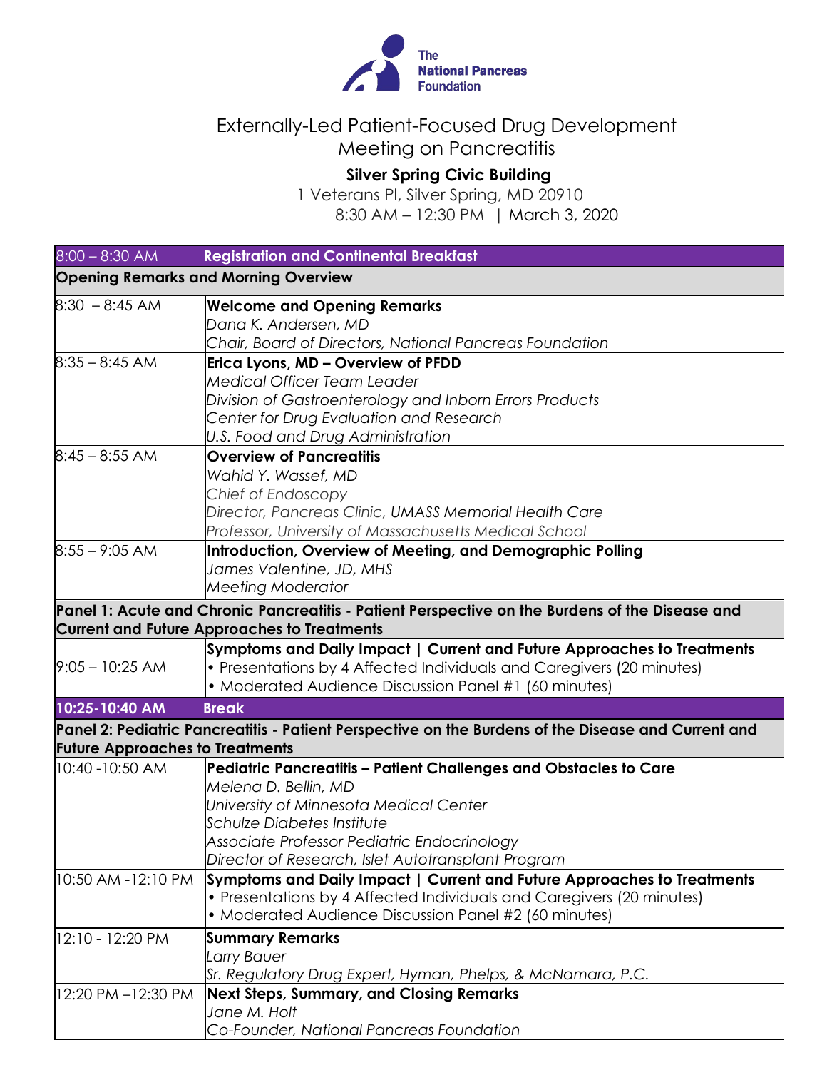The National Pancreas Foundation

# Externally-Led Patient-Focused Drug Development Meeting on Pancreatitis

**Silver Spring Civic Building**

1 Veterans Pl, Silver Spring, MD 20910
8:30 AM – 12:30 PM | March 3, 2020

| 8:00 – 8:30 AM | **Registration and Continental Breakfast** |
|---|---|
| **Opening Remarks and Morning Overview** | |
| 8:30 – 8:45 AM | **Welcome and Opening Remarks**<br>*Dana K. Andersen, MD*<br>*Chair, Board of Directors, National Pancreas Foundation* |
| 8:35 – 8:45 AM | **Erica Lyons, MD – Overview of PFDD**<br>*Medical Officer Team Leader*<br>*Division of Gastroenterology and Inborn Errors Products*<br>*Center for Drug Evaluation and Research*<br>*U.S. Food and Drug Administration* |
| 8:45 – 8:55 AM | **Overview of Pancreatitis**<br>*Wahid Y. Wassef, MD*<br>*Chief of Endoscopy*<br>*Director, Pancreas Clinic, UMASS Memorial Health Care*<br>*Professor, University of Massachusetts Medical School* |
| 8:55 – 9:05 AM | **Introduction, Overview of Meeting, and Demographic Polling**<br>*James Valentine, JD, MHS*<br>*Meeting Moderator* |
| **Panel 1: Acute and Chronic Pancreatitis - Patient Perspective on the Burdens of the Disease and Current and Future Approaches to Treatments** | |
| 9:05 – 10:25 AM | **Symptoms and Daily Impact \| Current and Future Approaches to Treatments**<br>• Presentations by 4 Affected Individuals and Caregivers (20 minutes)<br>• Moderated Audience Discussion Panel #1 (60 minutes) |
| **10:25-10:40 AM** | **Break** |
| **Panel 2: Pediatric Pancreatitis - Patient Perspective on the Burdens of the Disease and Current and Future Approaches to Treatments** | |
| 10:40 -10:50 AM | **Pediatric Pancreatitis – Patient Challenges and Obstacles to Care**<br>*Melena D. Bellin, MD*<br>*University of Minnesota Medical Center*<br>*Schulze Diabetes Institute*<br>*Associate Professor Pediatric Endocrinology*<br>*Director of Research, Islet Autotransplant Program* |
| 10:50 AM -12:10 PM | **Symptoms and Daily Impact \| Current and Future Approaches to Treatments**<br>• Presentations by 4 Affected Individuals and Caregivers (20 minutes)<br>• Moderated Audience Discussion Panel #2 (60 minutes) |
| 12:10 - 12:20 PM | **Summary Remarks**<br>*Larry Bauer*<br>*Sr. Regulatory Drug Expert, Hyman, Phelps, & McNamara, P.C.* |
| 12:20 PM –12:30 PM | **Next Steps, Summary, and Closing Remarks**<br>*Jane M. Holt*<br>*Co-Founder, National Pancreas Foundation* |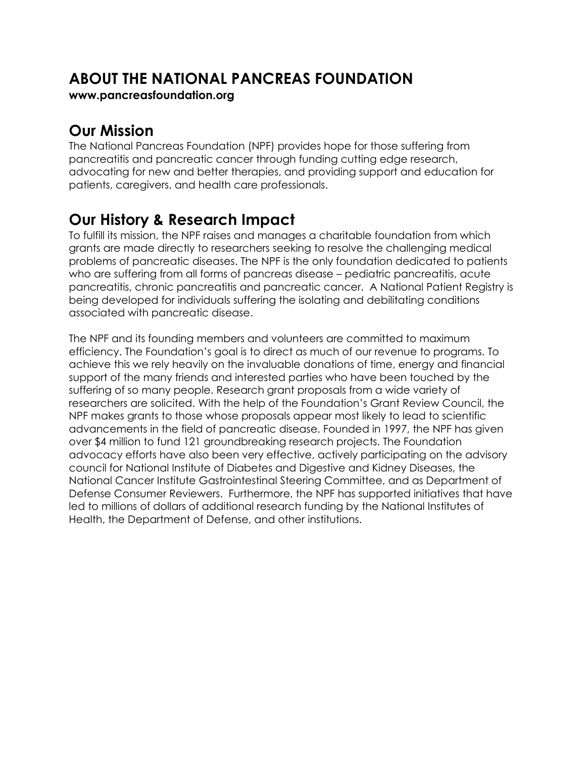# ABOUT THE NATIONAL PANCREAS FOUNDATION

**www.pancreasfoundation.org**

## Our Mission

The National Pancreas Foundation (NPF) provides hope for those suffering from pancreatitis and pancreatic cancer through funding cutting edge research, advocating for new and better therapies, and providing support and education for patients, caregivers, and health care professionals.

## Our History & Research Impact

To fulfill its mission, the NPF raises and manages a charitable foundation from which grants are made directly to researchers seeking to resolve the challenging medical problems of pancreatic diseases. The NPF is the only foundation dedicated to patients who are suffering from all forms of pancreas disease – pediatric pancreatitis, acute pancreatitis, chronic pancreatitis and pancreatic cancer. A National Patient Registry is being developed for individuals suffering the isolating and debilitating conditions associated with pancreatic disease.

The NPF and its founding members and volunteers are committed to maximum efficiency. The Foundation's goal is to direct as much of our revenue to programs. To achieve this we rely heavily on the invaluable donations of time, energy and financial support of the many friends and interested parties who have been touched by the suffering of so many people. Research grant proposals from a wide variety of researchers are solicited. With the help of the Foundation's Grant Review Council, the NPF makes grants to those whose proposals appear most likely to lead to scientific advancements in the field of pancreatic disease. Founded in 1997, the NPF has given over $4 million to fund 121 groundbreaking research projects. The Foundation advocacy efforts have also been very effective, actively participating on the advisory council for National Institute of Diabetes and Digestive and Kidney Diseases, the National Cancer Institute Gastrointestinal Steering Committee, and as Department of Defense Consumer Reviewers. Furthermore, the NPF has supported initiatives that have led to millions of dollars of additional research funding by the National Institutes of Health, the Department of Defense, and other institutions.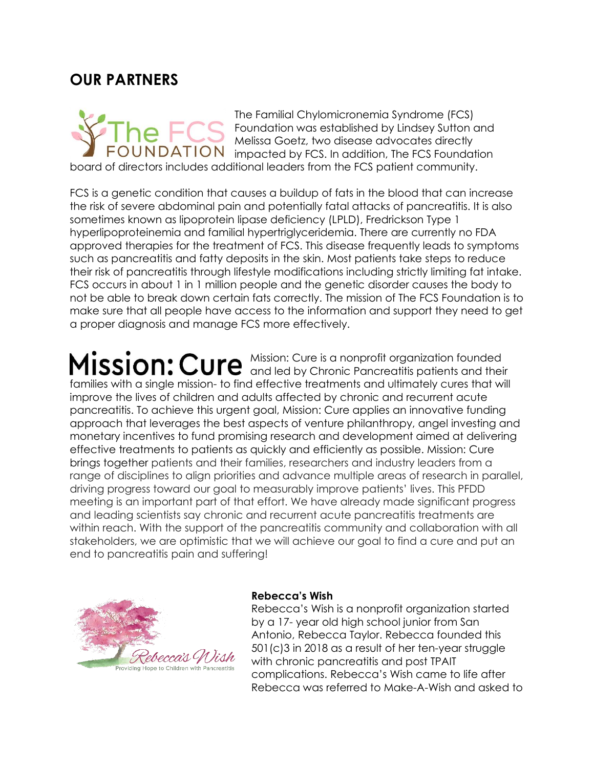## OUR PARTNERS

The Familial Chylomicronemia Syndrome (FCS) Foundation was established by Lindsey Sutton and Melissa Goetz, two disease advocates directly impacted by FCS. In addition, The FCS Foundation board of directors includes additional leaders from the FCS patient community.

FCS is a genetic condition that causes a buildup of fats in the blood that can increase the risk of severe abdominal pain and potentially fatal attacks of pancreatitis. It is also sometimes known as lipoprotein lipase deficiency (LPLD), Fredrickson Type 1 hyperlipoproteinemia and familial hypertriglyceridemia. There are currently no FDA approved therapies for the treatment of FCS. This disease frequently leads to symptoms such as pancreatitis and fatty deposits in the skin. Most patients take steps to reduce their risk of pancreatitis through lifestyle modifications including strictly limiting fat intake. FCS occurs in about 1 in 1 million people and the genetic disorder causes the body to not be able to break down certain fats correctly. The mission of The FCS Foundation is to make sure that all people have access to the information and support they need to get a proper diagnosis and manage FCS more effectively.

Mission: Cure is a nonprofit organization founded and led by Chronic Pancreatitis patients and their families with a single mission- to find effective treatments and ultimately cures that will improve the lives of children and adults affected by chronic and recurrent acute pancreatitis. To achieve this urgent goal, Mission: Cure applies an innovative funding approach that leverages the best aspects of venture philanthropy, angel investing and monetary incentives to fund promising research and development aimed at delivering effective treatments to patients as quickly and efficiently as possible. Mission: Cure brings together patients and their families, researchers and industry leaders from a range of disciplines to align priorities and advance multiple areas of research in parallel, driving progress toward our goal to measurably improve patients' lives. This PFDD meeting is an important part of that effort. We have already made significant progress and leading scientists say chronic and recurrent acute pancreatitis treatments are within reach. With the support of the pancreatitis community and collaboration with all stakeholders, we are optimistic that we will achieve our goal to find a cure and put an end to pancreatitis pain and suffering!

**Rebecca's Wish**

Rebecca's Wish is a nonprofit organization started by a 17- year old high school junior from San Antonio, Rebecca Taylor. Rebecca founded this 501(c)3 in 2018 as a result of her ten-year struggle with chronic pancreatitis and post TPAIT complications. Rebecca's Wish came to life after Rebecca was referred to Make-A-Wish and asked to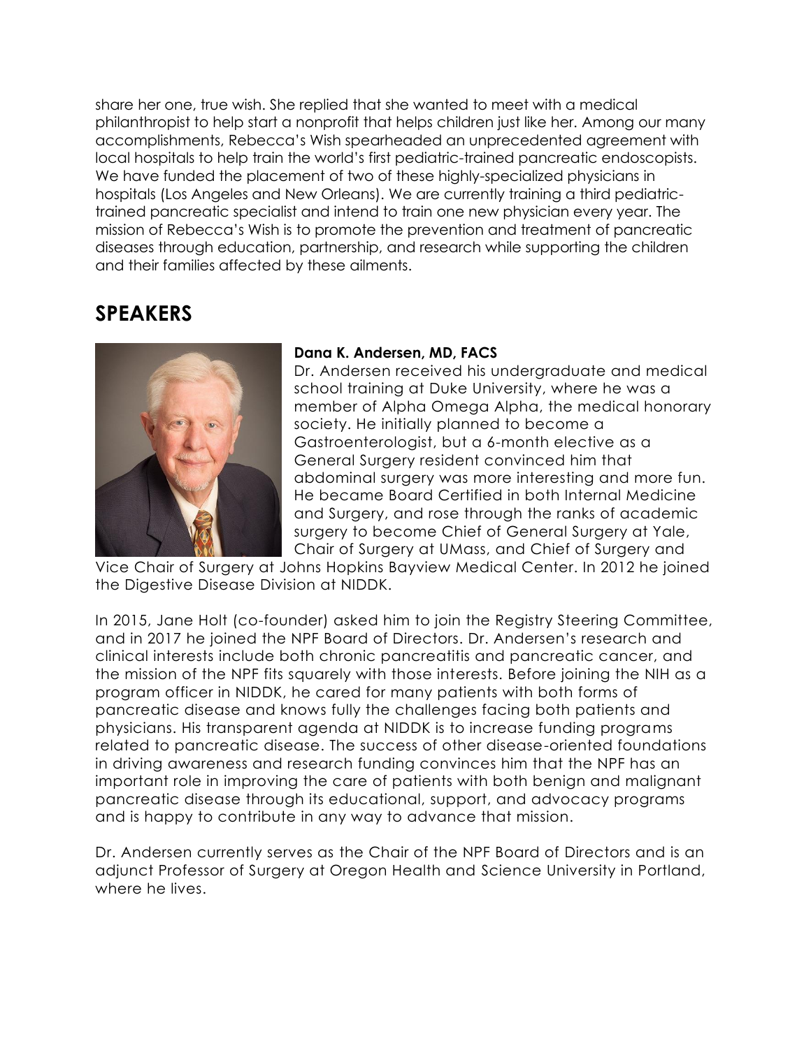share her one, true wish. She replied that she wanted to meet with a medical philanthropist to help start a nonprofit that helps children just like her. Among our many accomplishments, Rebecca's Wish spearheaded an unprecedented agreement with local hospitals to help train the world's first pediatric-trained pancreatic endoscopists. We have funded the placement of two of these highly-specialized physicians in hospitals (Los Angeles and New Orleans). We are currently training a third pediatric-trained pancreatic specialist and intend to train one new physician every year. The mission of Rebecca's Wish is to promote the prevention and treatment of pancreatic diseases through education, partnership, and research while supporting the children and their families affected by these ailments.

## SPEAKERS

**Dana K. Andersen, MD, FACS**

Dr. Andersen received his undergraduate and medical school training at Duke University, where he was a member of Alpha Omega Alpha, the medical honorary society. He initially planned to become a Gastroenterologist, but a 6-month elective as a General Surgery resident convinced him that abdominal surgery was more interesting and more fun. He became Board Certified in both Internal Medicine and Surgery, and rose through the ranks of academic surgery to become Chief of General Surgery at Yale, Chair of Surgery at UMass, and Chief of Surgery and Vice Chair of Surgery at Johns Hopkins Bayview Medical Center. In 2012 he joined the Digestive Disease Division at NIDDK.

In 2015, Jane Holt (co-founder) asked him to join the Registry Steering Committee, and in 2017 he joined the NPF Board of Directors. Dr. Andersen's research and clinical interests include both chronic pancreatitis and pancreatic cancer, and the mission of the NPF fits squarely with those interests. Before joining the NIH as a program officer in NIDDK, he cared for many patients with both forms of pancreatic disease and knows fully the challenges facing both patients and physicians. His transparent agenda at NIDDK is to increase funding programs related to pancreatic disease. The success of other disease-oriented foundations in driving awareness and research funding convinces him that the NPF has an important role in improving the care of patients with both benign and malignant pancreatic disease through its educational, support, and advocacy programs and is happy to contribute in any way to advance that mission.

Dr. Andersen currently serves as the Chair of the NPF Board of Directors and is an adjunct Professor of Surgery at Oregon Health and Science University in Portland, where he lives.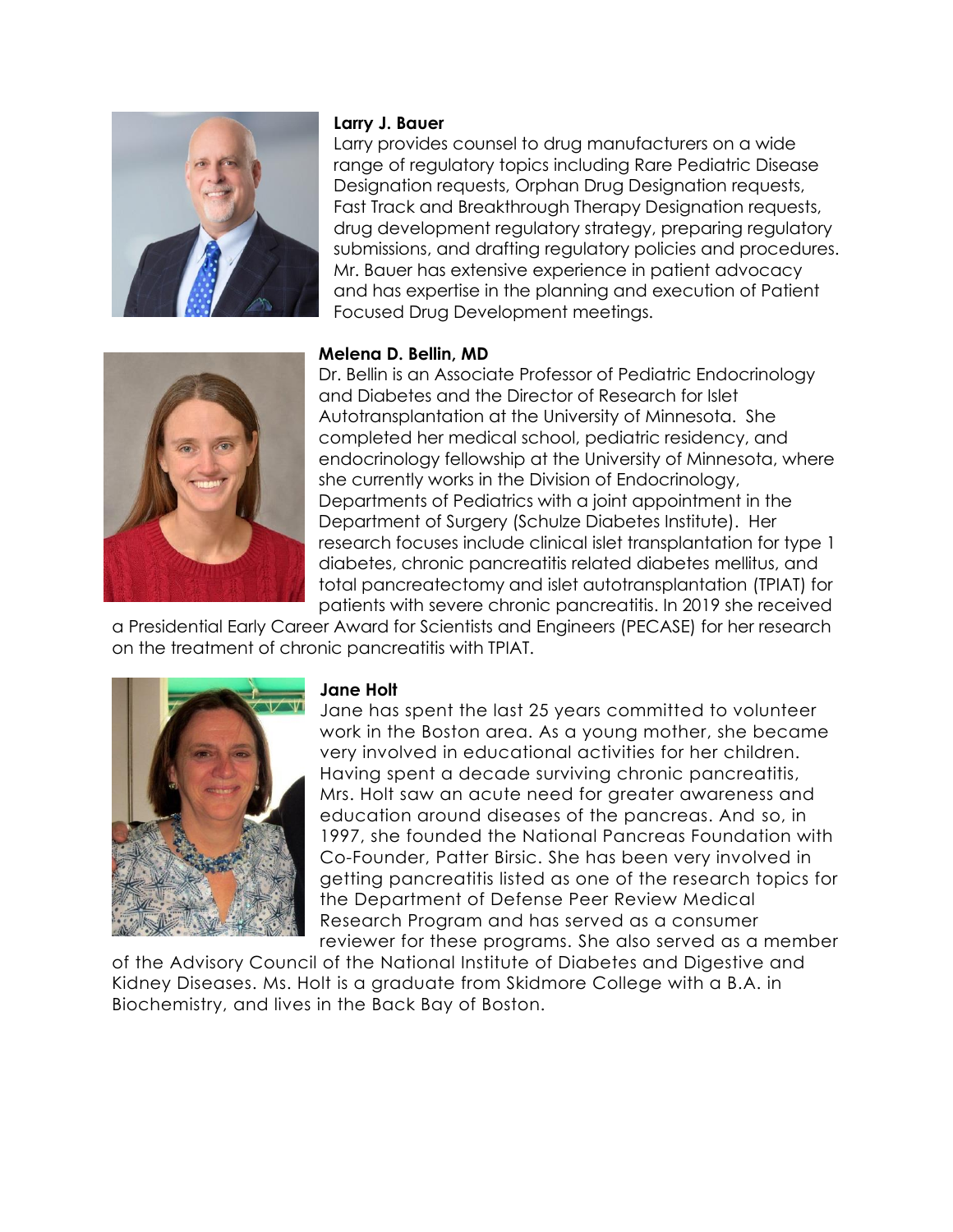**Larry J. Bauer**

Larry provides counsel to drug manufacturers on a wide range of regulatory topics including Rare Pediatric Disease Designation requests, Orphan Drug Designation requests, Fast Track and Breakthrough Therapy Designation requests, drug development regulatory strategy, preparing regulatory submissions, and drafting regulatory policies and procedures. Mr. Bauer has extensive experience in patient advocacy and has expertise in the planning and execution of Patient Focused Drug Development meetings.

**Melena D. Bellin, MD**

Dr. Bellin is an Associate Professor of Pediatric Endocrinology and Diabetes and the Director of Research for Islet Autotransplantation at the University of Minnesota. She completed her medical school, pediatric residency, and endocrinology fellowship at the University of Minnesota, where she currently works in the Division of Endocrinology, Departments of Pediatrics with a joint appointment in the Department of Surgery (Schulze Diabetes Institute). Her research focuses include clinical islet transplantation for type 1 diabetes, chronic pancreatitis related diabetes mellitus, and total pancreatectomy and islet autotransplantation (TPIAT) for patients with severe chronic pancreatitis. In 2019 she received a Presidential Early Career Award for Scientists and Engineers (PECASE) for her research on the treatment of chronic pancreatitis with TPIAT.

**Jane Holt**

Jane has spent the last 25 years committed to volunteer work in the Boston area. As a young mother, she became very involved in educational activities for her children. Having spent a decade surviving chronic pancreatitis, Mrs. Holt saw an acute need for greater awareness and education around diseases of the pancreas. And so, in 1997, she founded the National Pancreas Foundation with Co-Founder, Patter Birsic. She has been very involved in getting pancreatitis listed as one of the research topics for the Department of Defense Peer Review Medical Research Program and has served as a consumer reviewer for these programs. She also served as a member of the Advisory Council of the National Institute of Diabetes and Digestive and Kidney Diseases. Ms. Holt is a graduate from Skidmore College with a B.A. in Biochemistry, and lives in the Back Bay of Boston.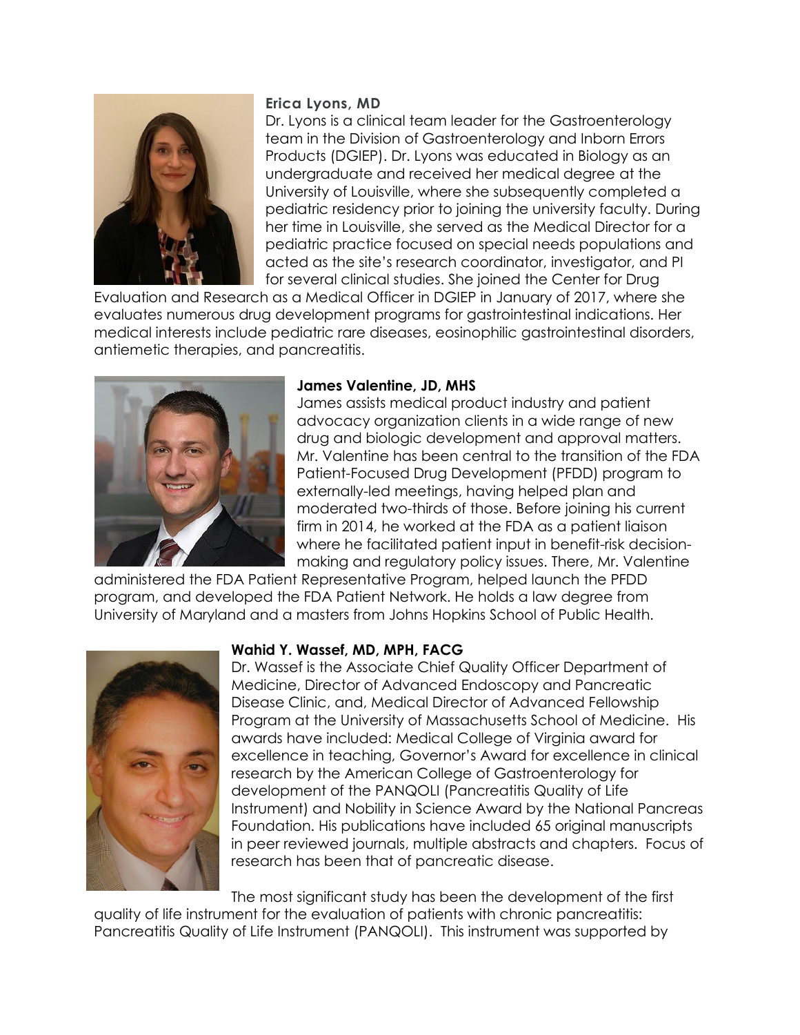**Erica Lyons, MD**

Dr. Lyons is a clinical team leader for the Gastroenterology team in the Division of Gastroenterology and Inborn Errors Products (DGIEP). Dr. Lyons was educated in Biology as an undergraduate and received her medical degree at the University of Louisville, where she subsequently completed a pediatric residency prior to joining the university faculty. During her time in Louisville, she served as the Medical Director for a pediatric practice focused on special needs populations and acted as the site's research coordinator, investigator, and PI for several clinical studies. She joined the Center for Drug Evaluation and Research as a Medical Officer in DGIEP in January of 2017, where she evaluates numerous drug development programs for gastrointestinal indications. Her medical interests include pediatric rare diseases, eosinophilic gastrointestinal disorders, antiemetic therapies, and pancreatitis.

**James Valentine, JD, MHS**

James assists medical product industry and patient advocacy organization clients in a wide range of new drug and biologic development and approval matters. Mr. Valentine has been central to the transition of the FDA Patient-Focused Drug Development (PFDD) program to externally-led meetings, having helped plan and moderated two-thirds of those. Before joining his current firm in 2014, he worked at the FDA as a patient liaison where he facilitated patient input in benefit-risk decision-making and regulatory policy issues. There, Mr. Valentine administered the FDA Patient Representative Program, helped launch the PFDD program, and developed the FDA Patient Network. He holds a law degree from University of Maryland and a masters from Johns Hopkins School of Public Health.

**Wahid Y. Wassef, MD, MPH, FACG**

Dr. Wassef is the Associate Chief Quality Officer Department of Medicine, Director of Advanced Endoscopy and Pancreatic Disease Clinic, and, Medical Director of Advanced Fellowship Program at the University of Massachusetts School of Medicine. His awards have included: Medical College of Virginia award for excellence in teaching, Governor's Award for excellence in clinical research by the American College of Gastroenterology for development of the PANQOLI (Pancreatitis Quality of Life Instrument) and Nobility in Science Award by the National Pancreas Foundation. His publications have included 65 original manuscripts in peer reviewed journals, multiple abstracts and chapters. Focus of research has been that of pancreatic disease.

The most significant study has been the development of the first quality of life instrument for the evaluation of patients with chronic pancreatitis: Pancreatitis Quality of Life Instrument (PANQOLI). This instrument was supported by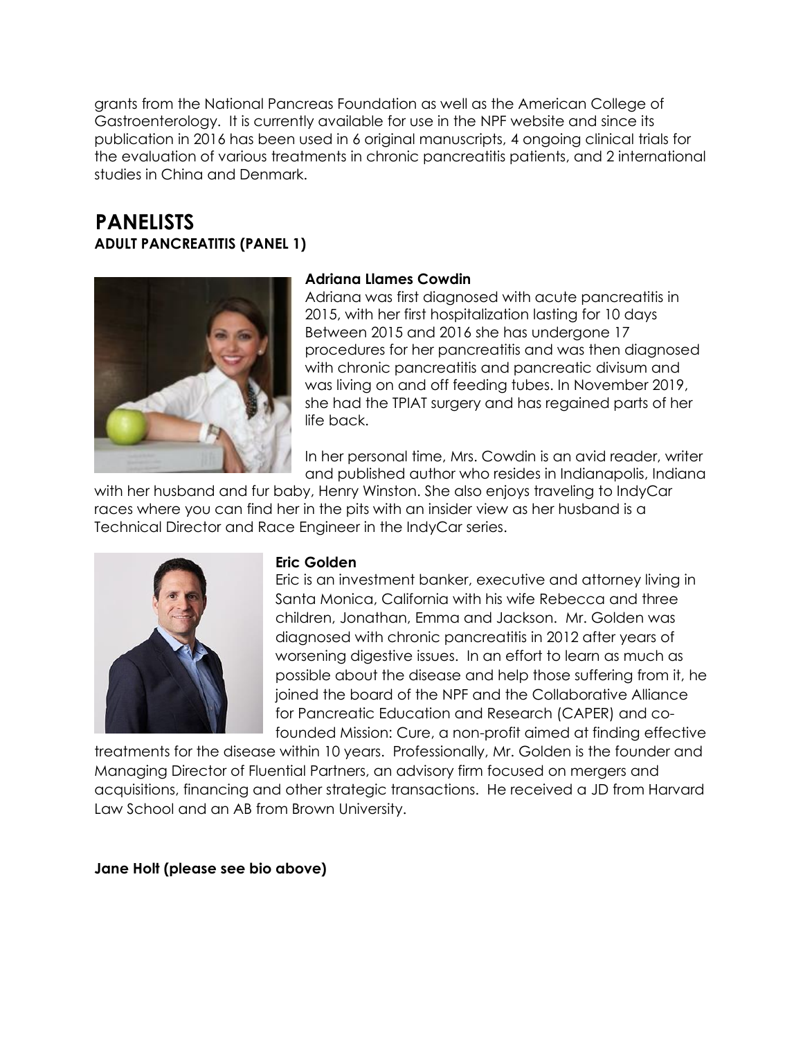grants from the National Pancreas Foundation as well as the American College of Gastroenterology. It is currently available for use in the NPF website and since its publication in 2016 has been used in 6 original manuscripts, 4 ongoing clinical trials for the evaluation of various treatments in chronic pancreatitis patients, and 2 international studies in China and Denmark.

# PANELISTS

## ADULT PANCREATITIS (PANEL 1)

**Adriana Llames Cowdin**

Adriana was first diagnosed with acute pancreatitis in 2015, with her first hospitalization lasting for 10 days Between 2015 and 2016 she has undergone 17 procedures for her pancreatitis and was then diagnosed with chronic pancreatitis and pancreatic divisum and was living on and off feeding tubes. In November 2019, she had the TPIAT surgery and has regained parts of her life back.

In her personal time, Mrs. Cowdin is an avid reader, writer and published author who resides in Indianapolis, Indiana with her husband and fur baby, Henry Winston. She also enjoys traveling to IndyCar races where you can find her in the pits with an insider view as her husband is a Technical Director and Race Engineer in the IndyCar series.

**Eric Golden**

Eric is an investment banker, executive and attorney living in Santa Monica, California with his wife Rebecca and three children, Jonathan, Emma and Jackson. Mr. Golden was diagnosed with chronic pancreatitis in 2012 after years of worsening digestive issues. In an effort to learn as much as possible about the disease and help those suffering from it, he joined the board of the NPF and the Collaborative Alliance for Pancreatic Education and Research (CAPER) and co-founded Mission: Cure, a non-profit aimed at finding effective treatments for the disease within 10 years. Professionally, Mr. Golden is the founder and Managing Director of Fluential Partners, an advisory firm focused on mergers and acquisitions, financing and other strategic transactions. He received a JD from Harvard Law School and an AB from Brown University.

**Jane Holt (please see bio above)**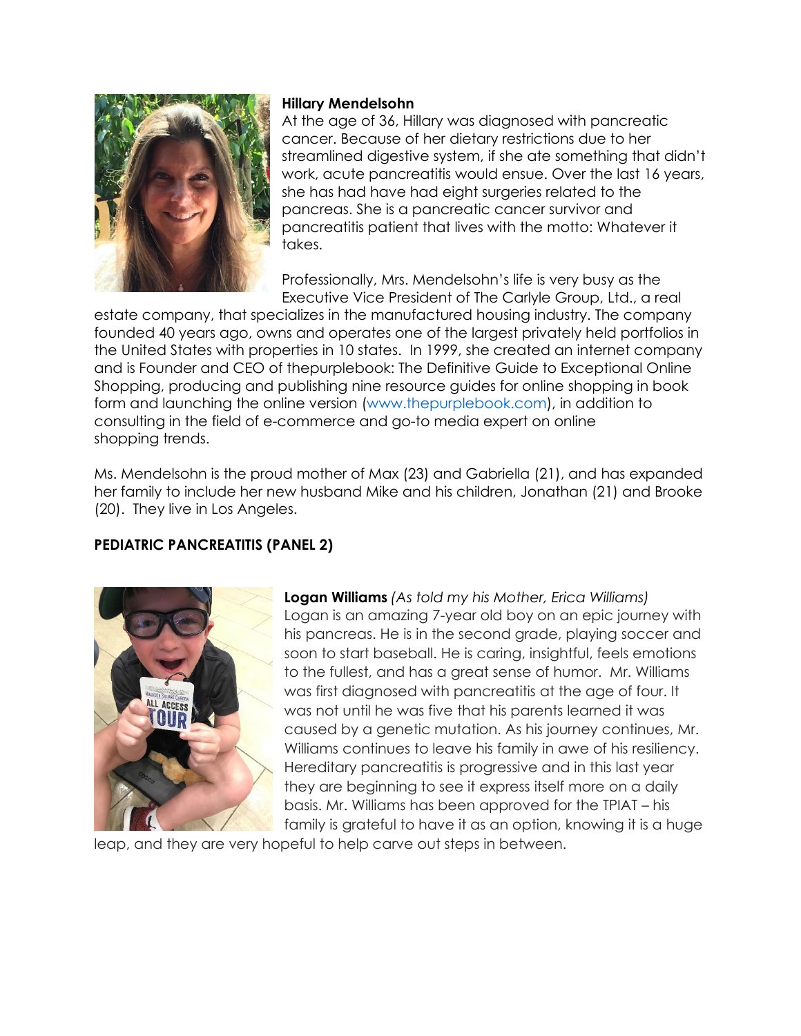**Hillary Mendelsohn**

At the age of 36, Hillary was diagnosed with pancreatic cancer. Because of her dietary restrictions due to her streamlined digestive system, if she ate something that didn't work, acute pancreatitis would ensue. Over the last 16 years, she has had have had eight surgeries related to the pancreas. She is a pancreatic cancer survivor and pancreatitis patient that lives with the motto: Whatever it takes.

Professionally, Mrs. Mendelsohn's life is very busy as the Executive Vice President of The Carlyle Group, Ltd., a real estate company, that specializes in the manufactured housing industry. The company founded 40 years ago, owns and operates one of the largest privately held portfolios in the United States with properties in 10 states. In 1999, she created an internet company and is Founder and CEO of thepurplebook: The Definitive Guide to Exceptional Online Shopping, producing and publishing nine resource guides for online shopping in book form and launching the online version (www.thepurplebook.com), in addition to consulting in the field of e-commerce and go-to media expert on online shopping trends.

Ms. Mendelsohn is the proud mother of Max (23) and Gabriella (21), and has expanded her family to include her new husband Mike and his children, Jonathan (21) and Brooke (20). They live in Los Angeles.

**PEDIATRIC PANCREATITIS (PANEL 2)**

**Logan Williams** *(As told my his Mother, Erica Williams)*

Logan is an amazing 7-year old boy on an epic journey with his pancreas. He is in the second grade, playing soccer and soon to start baseball. He is caring, insightful, feels emotions to the fullest, and has a great sense of humor. Mr. Williams was first diagnosed with pancreatitis at the age of four. It was not until he was five that his parents learned it was caused by a genetic mutation. As his journey continues, Mr. Williams continues to leave his family in awe of his resiliency. Hereditary pancreatitis is progressive and in this last year they are beginning to see it express itself more on a daily basis. Mr. Williams has been approved for the TPIAT – his family is grateful to have it as an option, knowing it is a huge leap, and they are very hopeful to help carve out steps in between.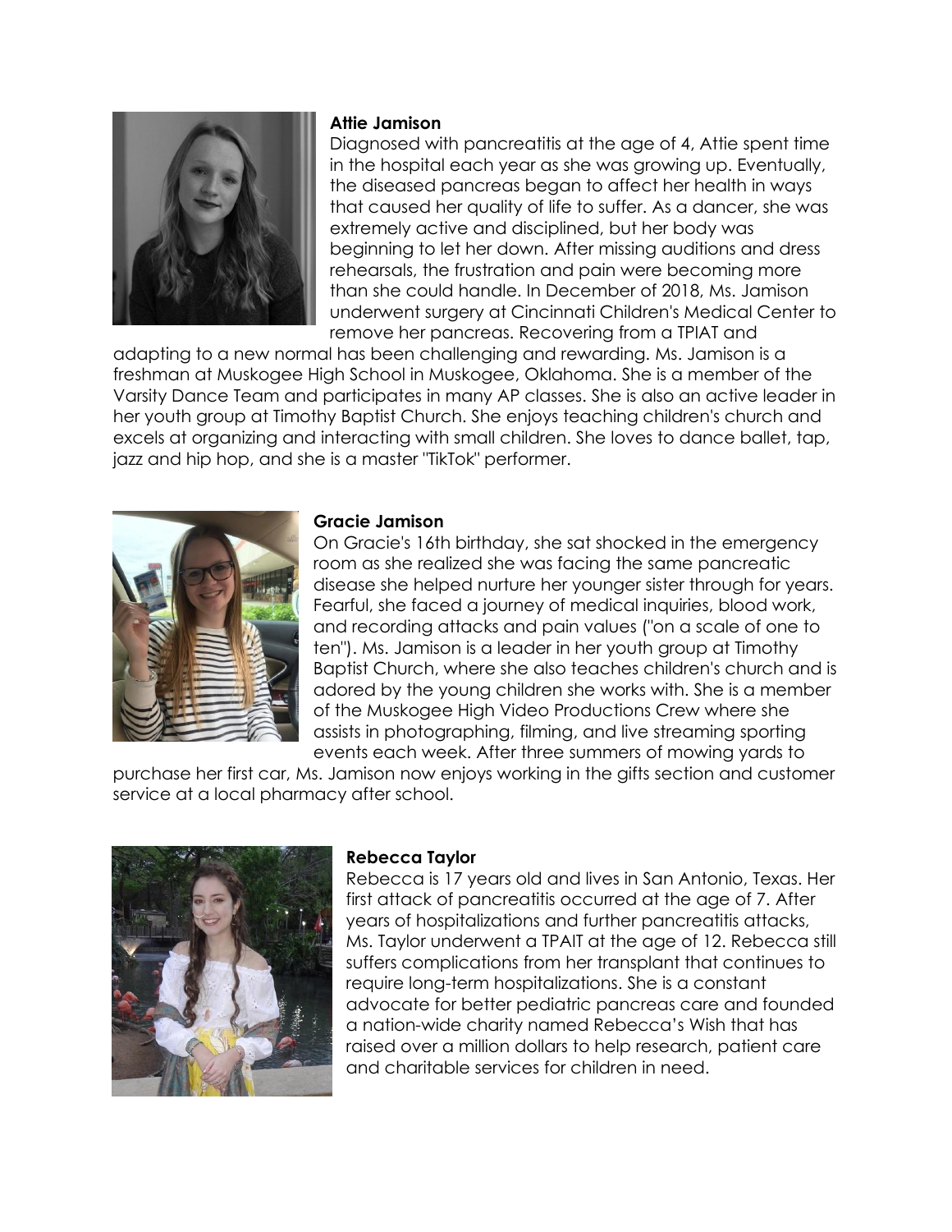**Attie Jamison**

Diagnosed with pancreatitis at the age of 4, Attie spent time in the hospital each year as she was growing up. Eventually, the diseased pancreas began to affect her health in ways that caused her quality of life to suffer. As a dancer, she was extremely active and disciplined, but her body was beginning to let her down. After missing auditions and dress rehearsals, the frustration and pain were becoming more than she could handle. In December of 2018, Ms. Jamison underwent surgery at Cincinnati Children's Medical Center to remove her pancreas. Recovering from a TPIAT and adapting to a new normal has been challenging and rewarding. Ms. Jamison is a freshman at Muskogee High School in Muskogee, Oklahoma. She is a member of the Varsity Dance Team and participates in many AP classes. She is also an active leader in her youth group at Timothy Baptist Church. She enjoys teaching children's church and excels at organizing and interacting with small children. She loves to dance ballet, tap, jazz and hip hop, and she is a master "TikTok" performer.

**Gracie Jamison**

On Gracie's 16th birthday, she sat shocked in the emergency room as she realized she was facing the same pancreatic disease she helped nurture her younger sister through for years. Fearful, she faced a journey of medical inquiries, blood work, and recording attacks and pain values ("on a scale of one to ten"). Ms. Jamison is a leader in her youth group at Timothy Baptist Church, where she also teaches children's church and is adored by the young children she works with. She is a member of the Muskogee High Video Productions Crew where she assists in photographing, filming, and live streaming sporting events each week. After three summers of mowing yards to purchase her first car, Ms. Jamison now enjoys working in the gifts section and customer service at a local pharmacy after school.

**Rebecca Taylor**

Rebecca is 17 years old and lives in San Antonio, Texas. Her first attack of pancreatitis occurred at the age of 7. After years of hospitalizations and further pancreatitis attacks, Ms. Taylor underwent a TPAIT at the age of 12. Rebecca still suffers complications from her transplant that continues to require long-term hospitalizations. She is a constant advocate for better pediatric pancreas care and founded a nation-wide charity named Rebecca's Wish that has raised over a million dollars to help research, patient care and charitable services for children in need.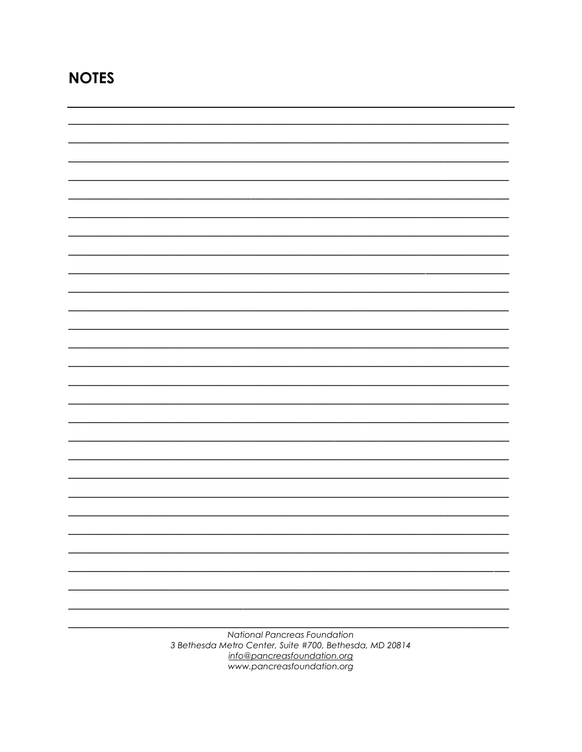## NOTES

National Pancreas Foundation
3 Bethesda Metro Center, Suite #700, Bethesda, MD 20814
info@pancreasfoundation.org
www.pancreasfoundation.org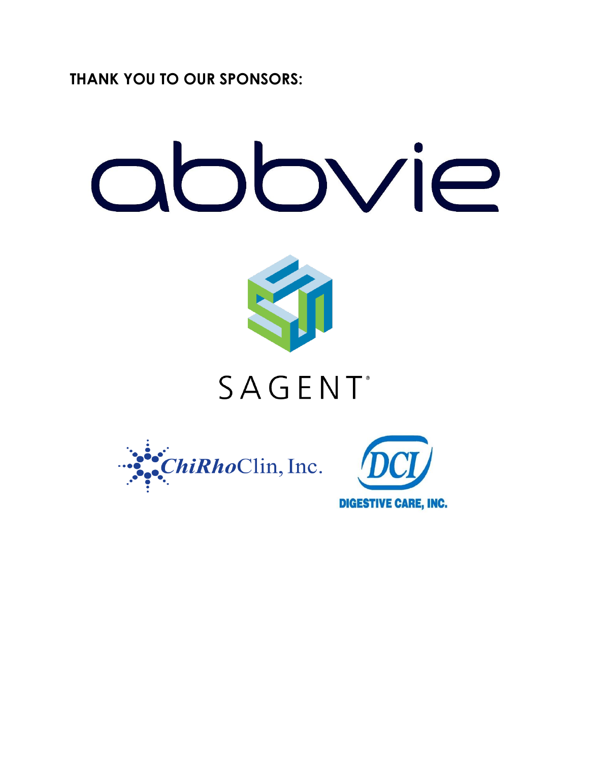**THANK YOU TO OUR SPONSORS:**

abbvie

SAGENT®

ChiRhoClin, Inc.

DCI

DIGESTIVE CARE, INC.